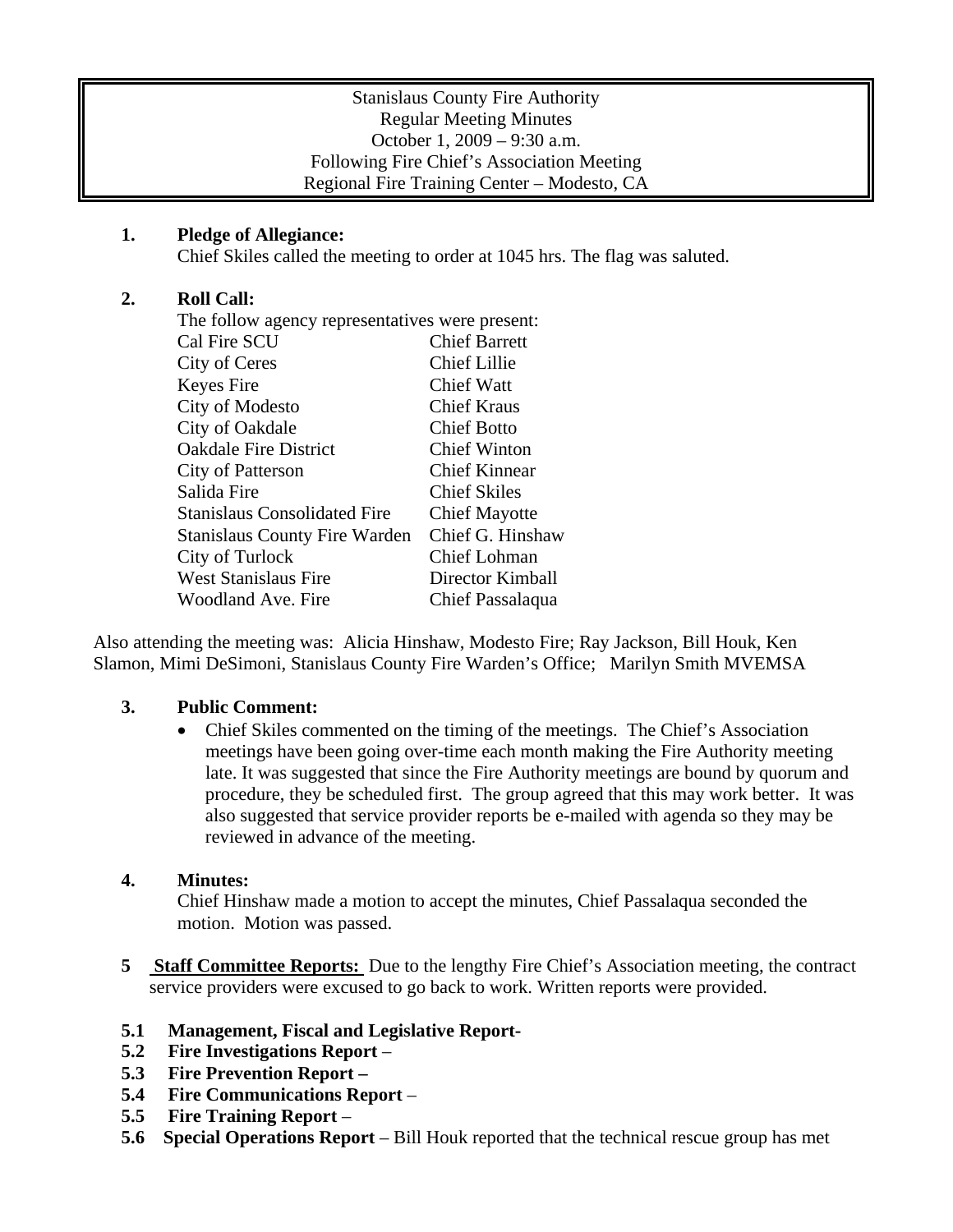Stanislaus County Fire Authority
Regular Meeting Minutes
October 1, 2009 – 9:30 a.m.
Following Fire Chief's Association Meeting
Regional Fire Training Center – Modesto, CA

**1. Pledge of Allegiance:**

Chief Skiles called the meeting to order at 1045 hrs. The flag was saluted.

**2. Roll Call:**

The follow agency representatives were present:

| | |
|---|---|
| Cal Fire SCU | Chief Barrett |
| City of Ceres | Chief Lillie |
| Keyes Fire | Chief Watt |
| City of Modesto | Chief Kraus |
| City of Oakdale | Chief Botto |
| Oakdale Fire District | Chief Winton |
| City of Patterson | Chief Kinnear |
| Salida Fire | Chief Skiles |
| Stanislaus Consolidated Fire | Chief Mayotte |
| Stanislaus County Fire Warden | Chief G. Hinshaw |
| City of Turlock | Chief Lohman |
| West Stanislaus Fire | Director Kimball |
| Woodland Ave. Fire | Chief Passalaqua |

Also attending the meeting was: Alicia Hinshaw, Modesto Fire; Ray Jackson, Bill Houk, Ken Slamon, Mimi DeSimoni, Stanislaus County Fire Warden's Office; Marilyn Smith MVEMSA

**3. Public Comment:**

- Chief Skiles commented on the timing of the meetings. The Chief's Association meetings have been going over-time each month making the Fire Authority meeting late. It was suggested that since the Fire Authority meetings are bound by quorum and procedure, they be scheduled first. The group agreed that this may work better. It was also suggested that service provider reports be e-mailed with agenda so they may be reviewed in advance of the meeting.

**4. Minutes:**

Chief Hinshaw made a motion to accept the minutes, Chief Passalaqua seconded the motion. Motion was passed.

**5 Staff Committee Reports:** Due to the lengthy Fire Chief's Association meeting, the contract service providers were excused to go back to work. Written reports were provided.

**5.1 Management, Fiscal and Legislative Report-**

**5.2 Fire Investigations Report** –

**5.3 Fire Prevention Report –**

**5.4 Fire Communications Report** –

**5.5 Fire Training Report** –

**5.6 Special Operations Report** – Bill Houk reported that the technical rescue group has met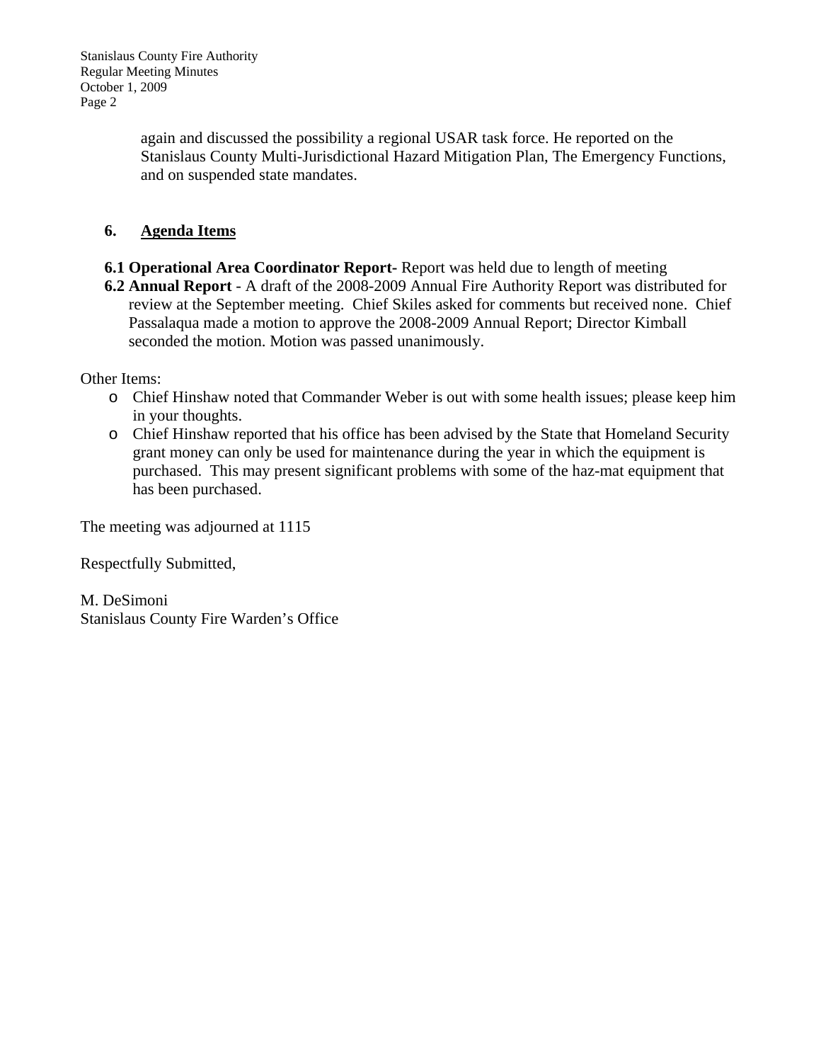again and discussed the possibility a regional USAR task force. He reported on the Stanislaus County Multi-Jurisdictional Hazard Mitigation Plan, The Emergency Functions, and on suspended state mandates.

## 6. Agenda Items

**6.1 Operational Area Coordinator Report-** Report was held due to length of meeting

**6.2 Annual Report** - A draft of the 2008-2009 Annual Fire Authority Report was distributed for review at the September meeting. Chief Skiles asked for comments but received none. Chief Passalaqua made a motion to approve the 2008-2009 Annual Report; Director Kimball seconded the motion. Motion was passed unanimously.

Other Items:

- Chief Hinshaw noted that Commander Weber is out with some health issues; please keep him in your thoughts.
- Chief Hinshaw reported that his office has been advised by the State that Homeland Security grant money can only be used for maintenance during the year in which the equipment is purchased. This may present significant problems with some of the haz-mat equipment that has been purchased.

The meeting was adjourned at 1115

Respectfully Submitted,

M. DeSimoni
Stanislaus County Fire Warden's Office